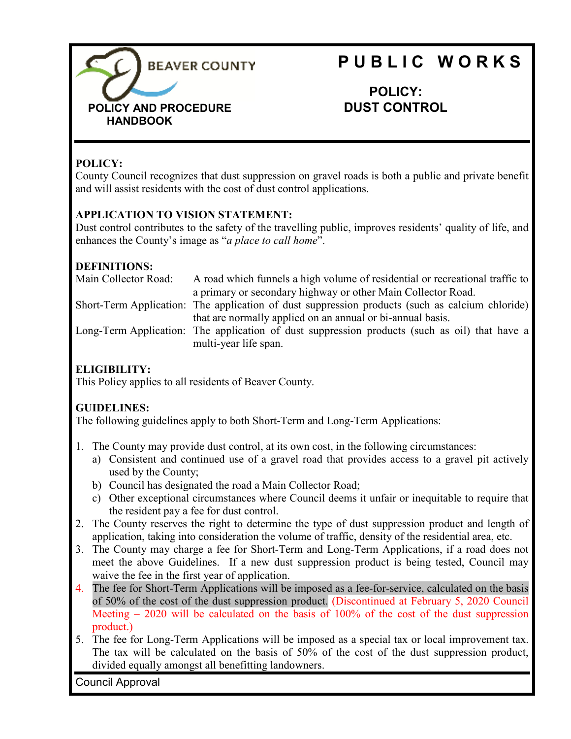BEAVER COUNTY

**POLICY AND PROCEDURE HANDBOOK**

# PUBLIC WORKS

## POLICY: DUST CONTROL

**POLICY:**
County Council recognizes that dust suppression on gravel roads is both a public and private benefit and will assist residents with the cost of dust control applications.

**APPLICATION TO VISION STATEMENT:**
Dust control contributes to the safety of the travelling public, improves residents' quality of life, and enhances the County's image as "*a place to call home*".

**DEFINITIONS:**

Main Collector Road: A road which funnels a high volume of residential or recreational traffic to a primary or secondary highway or other Main Collector Road.

Short-Term Application: The application of dust suppression products (such as calcium chloride) that are normally applied on an annual or bi-annual basis.

Long-Term Application: The application of dust suppression products (such as oil) that have a multi-year life span.

**ELIGIBILITY:**
This Policy applies to all residents of Beaver County.

**GUIDELINES:**
The following guidelines apply to both Short-Term and Long-Term Applications:

1. The County may provide dust control, at its own cost, in the following circumstances:
   a) Consistent and continued use of a gravel road that provides access to a gravel pit actively used by the County;
   b) Council has designated the road a Main Collector Road;
   c) Other exceptional circumstances where Council deems it unfair or inequitable to require that the resident pay a fee for dust control.
2. The County reserves the right to determine the type of dust suppression product and length of application, taking into consideration the volume of traffic, density of the residential area, etc.
3. The County may charge a fee for Short-Term and Long-Term Applications, if a road does not meet the above Guidelines. If a new dust suppression product is being tested, Council may waive the fee in the first year of application.
4. The fee for Short-Term Applications will be imposed as a fee-for-service, calculated on the basis of 50% of the cost of the dust suppression product. (Discontinued at February 5, 2020 Council Meeting – 2020 will be calculated on the basis of 100% of the cost of the dust suppression product.)
5. The fee for Long-Term Applications will be imposed as a special tax or local improvement tax. The tax will be calculated on the basis of 50% of the cost of the dust suppression product, divided equally amongst all benefitting landowners.

Council Approval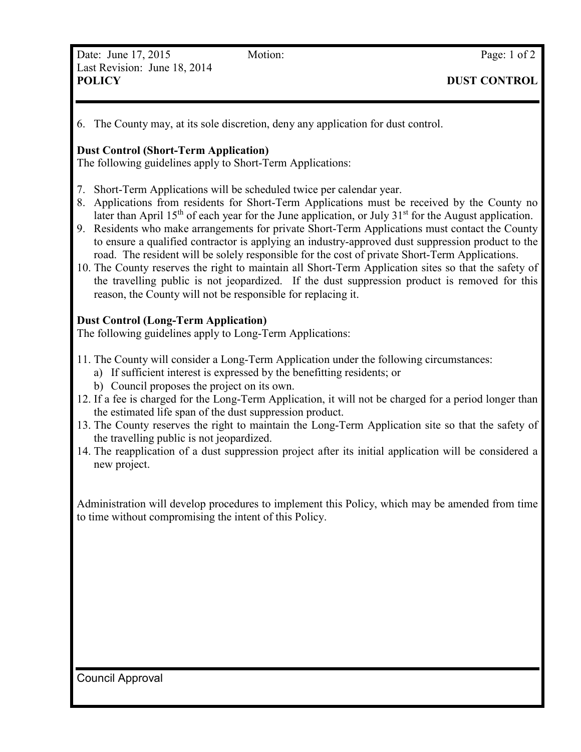6. The County may, at its sole discretion, deny any application for dust control.

**Dust Control (Short-Term Application)**
The following guidelines apply to Short-Term Applications:

7. Short-Term Applications will be scheduled twice per calendar year.
8. Applications from residents for Short-Term Applications must be received by the County no later than April 15th of each year for the June application, or July 31st for the August application.
9. Residents who make arrangements for private Short-Term Applications must contact the County to ensure a qualified contractor is applying an industry-approved dust suppression product to the road. The resident will be solely responsible for the cost of private Short-Term Applications.
10. The County reserves the right to maintain all Short-Term Application sites so that the safety of the travelling public is not jeopardized. If the dust suppression product is removed for this reason, the County will not be responsible for replacing it.

**Dust Control (Long-Term Application)**
The following guidelines apply to Long-Term Applications:

11. The County will consider a Long-Term Application under the following circumstances:
    a) If sufficient interest is expressed by the benefitting residents; or
    b) Council proposes the project on its own.
12. If a fee is charged for the Long-Term Application, it will not be charged for a period longer than the estimated life span of the dust suppression product.
13. The County reserves the right to maintain the Long-Term Application site so that the safety of the travelling public is not jeopardized.
14. The reapplication of a dust suppression project after its initial application will be considered a new project.

Administration will develop procedures to implement this Policy, which may be amended from time to time without compromising the intent of this Policy.

Council Approval